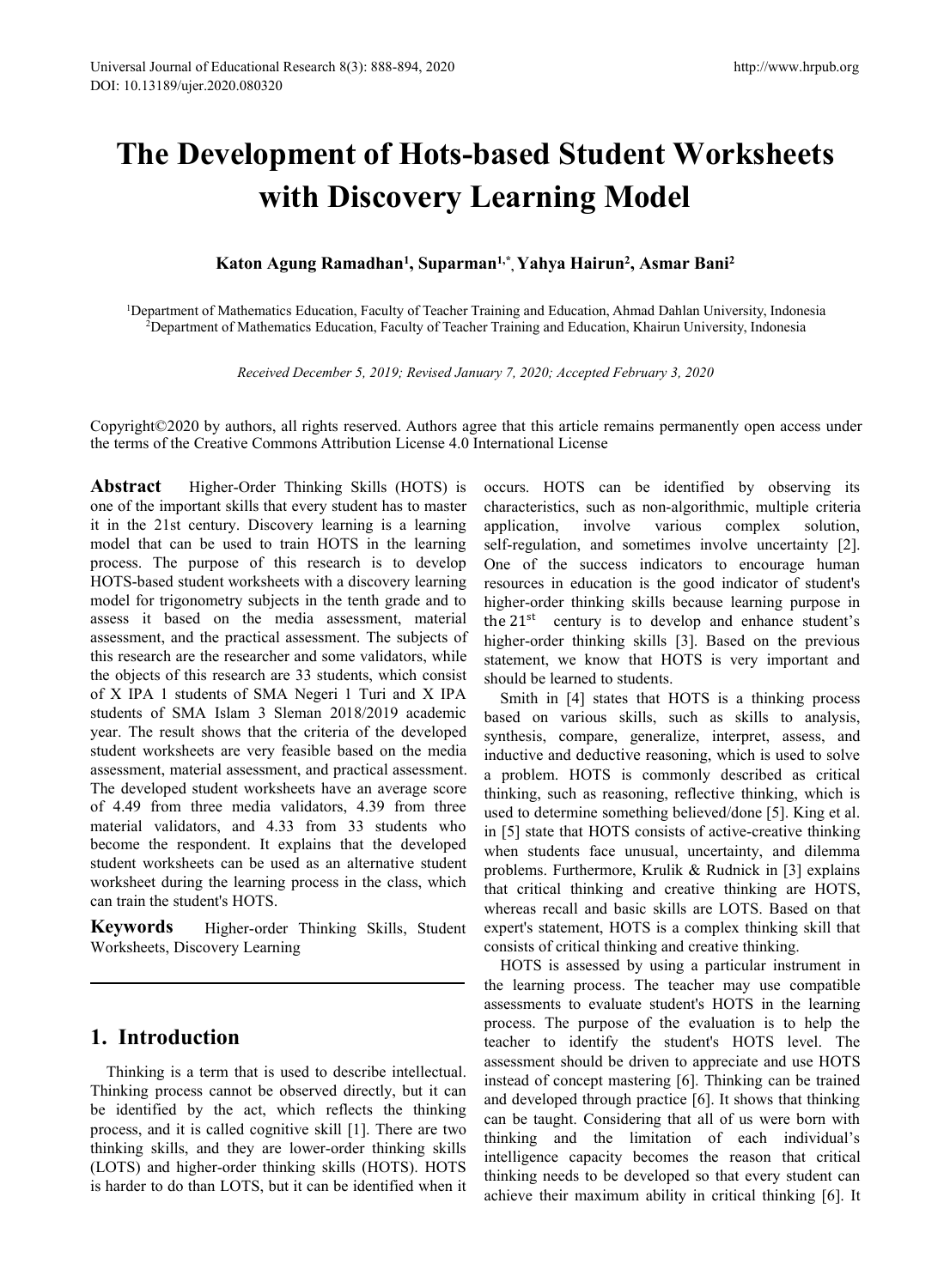# The Development of Hots-based Student Worksheets with Discovery Learning Model

**Katon Agung Ramadhan[1], Suparman[1,*], Yahya Hairun[2], Asmar Bani[2]**

[1]Department of Mathematics Education, Faculty of Teacher Training and Education, Ahmad Dahlan University, Indonesia
[2]Department of Mathematics Education, Faculty of Teacher Training and Education, Khairun University, Indonesia

*Received December 5, 2019; Revised January 7, 2020; Accepted February 3, 2020*

Copyright©2020 by authors, all rights reserved. Authors agree that this article remains permanently open access under the terms of the Creative Commons Attribution License 4.0 International License

**Abstract** Higher-Order Thinking Skills (HOTS) is one of the important skills that every student has to master it in the 21st century. Discovery learning is a learning model that can be used to train HOTS in the learning process. The purpose of this research is to develop HOTS-based student worksheets with a discovery learning model for trigonometry subjects in the tenth grade and to assess it based on the media assessment, material assessment, and the practical assessment. The subjects of this research are the researcher and some validators, while the objects of this research are 33 students, which consist of X IPA 1 students of SMA Negeri 1 Turi and X IPA students of SMA Islam 3 Sleman 2018/2019 academic year. The result shows that the criteria of the developed student worksheets are very feasible based on the media assessment, material assessment, and practical assessment. The developed student worksheets have an average score of 4.49 from three media validators, 4.39 from three material validators, and 4.33 from 33 students who become the respondent. It explains that the developed student worksheets can be used as an alternative student worksheet during the learning process in the class, which can train the student's HOTS.

**Keywords** Higher-order Thinking Skills, Student Worksheets, Discovery Learning

## 1. Introduction

Thinking is a term that is used to describe intellectual. Thinking process cannot be observed directly, but it can be identified by the act, which reflects the thinking process, and it is called cognitive skill [1]. There are two thinking skills, and they are lower-order thinking skills (LOTS) and higher-order thinking skills (HOTS). HOTS is harder to do than LOTS, but it can be identified when it occurs. HOTS can be identified by observing its characteristics, such as non-algorithmic, multiple criteria application, involve various complex solution, self-regulation, and sometimes involve uncertainty [2]. One of the success indicators to encourage human resources in education is the good indicator of student's higher-order thinking skills because learning purpose in the $21^{st}$ century is to develop and enhance student's higher-order thinking skills [3]. Based on the previous statement, we know that HOTS is very important and should be learned to students.

Smith in [4] states that HOTS is a thinking process based on various skills, such as skills to analysis, synthesis, compare, generalize, interpret, assess, and inductive and deductive reasoning, which is used to solve a problem. HOTS is commonly described as critical thinking, such as reasoning, reflective thinking, which is used to determine something believed/done [5]. King et al. in [5] state that HOTS consists of active-creative thinking when students face unusual, uncertainty, and dilemma problems. Furthermore, Krulik & Rudnick in [3] explains that critical thinking and creative thinking are HOTS, whereas recall and basic skills are LOTS. Based on that expert's statement, HOTS is a complex thinking skill that consists of critical thinking and creative thinking.

HOTS is assessed by using a particular instrument in the learning process. The teacher may use compatible assessments to evaluate student's HOTS in the learning process. The purpose of the evaluation is to help the teacher to identify the student's HOTS level. The assessment should be driven to appreciate and use HOTS instead of concept mastering [6]. Thinking can be trained and developed through practice [6]. It shows that thinking can be taught. Considering that all of us were born with thinking and the limitation of each individual's intelligence capacity becomes the reason that critical thinking needs to be developed so that every student can achieve their maximum ability in critical thinking [6]. It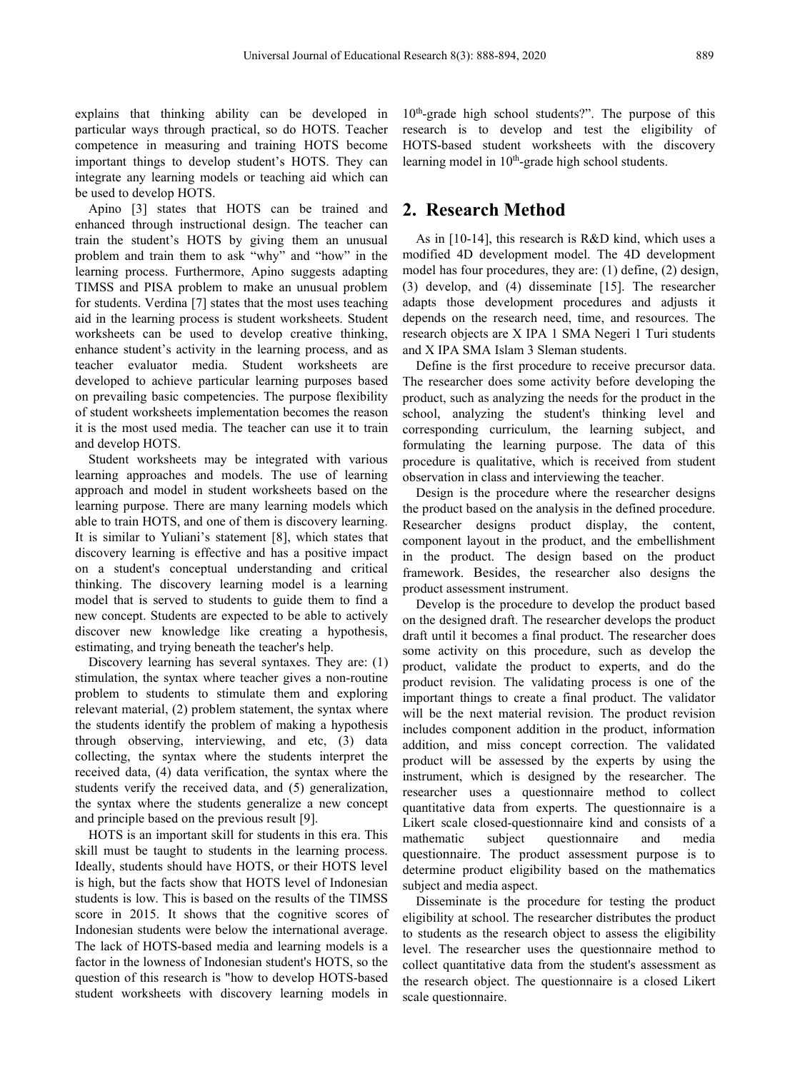explains that thinking ability can be developed in particular ways through practical, so do HOTS. Teacher competence in measuring and training HOTS become important things to develop student's HOTS. They can integrate any learning models or teaching aid which can be used to develop HOTS.

Apino [3] states that HOTS can be trained and enhanced through instructional design. The teacher can train the student's HOTS by giving them an unusual problem and train them to ask "why" and "how" in the learning process. Furthermore, Apino suggests adapting TIMSS and PISA problem to make an unusual problem for students. Verdina [7] states that the most uses teaching aid in the learning process is student worksheets. Student worksheets can be used to develop creative thinking, enhance student's activity in the learning process, and as teacher evaluator media. Student worksheets are developed to achieve particular learning purposes based on prevailing basic competencies. The purpose flexibility of student worksheets implementation becomes the reason it is the most used media. The teacher can use it to train and develop HOTS.

Student worksheets may be integrated with various learning approaches and models. The use of learning approach and model in student worksheets based on the learning purpose. There are many learning models which able to train HOTS, and one of them is discovery learning. It is similar to Yuliani's statement [8], which states that discovery learning is effective and has a positive impact on a student's conceptual understanding and critical thinking. The discovery learning model is a learning model that is served to students to guide them to find a new concept. Students are expected to be able to actively discover new knowledge like creating a hypothesis, estimating, and trying beneath the teacher's help.

Discovery learning has several syntaxes. They are: (1) stimulation, the syntax where teacher gives a non-routine problem to students to stimulate them and exploring relevant material, (2) problem statement, the syntax where the students identify the problem of making a hypothesis through observing, interviewing, and etc, (3) data collecting, the syntax where the students interpret the received data, (4) data verification, the syntax where the students verify the received data, and (5) generalization, the syntax where the students generalize a new concept and principle based on the previous result [9].

HOTS is an important skill for students in this era. This skill must be taught to students in the learning process. Ideally, students should have HOTS, or their HOTS level is high, but the facts show that HOTS level of Indonesian students is low. This is based on the results of the TIMSS score in 2015. It shows that the cognitive scores of Indonesian students were below the international average. The lack of HOTS-based media and learning models is a factor in the lowness of Indonesian student's HOTS, so the question of this research is "how to develop HOTS-based student worksheets with discovery learning models in 10th-grade high school students?". The purpose of this research is to develop and test the eligibility of HOTS-based student worksheets with the discovery learning model in 10th-grade high school students.

## 2. Research Method

As in [10-14], this research is R&D kind, which uses a modified 4D development model. The 4D development model has four procedures, they are: (1) define, (2) design, (3) develop, and (4) disseminate [15]. The researcher adapts those development procedures and adjusts it depends on the research need, time, and resources. The research objects are X IPA 1 SMA Negeri 1 Turi students and X IPA SMA Islam 3 Sleman students.

Define is the first procedure to receive precursor data. The researcher does some activity before developing the product, such as analyzing the needs for the product in the school, analyzing the student's thinking level and corresponding curriculum, the learning subject, and formulating the learning purpose. The data of this procedure is qualitative, which is received from student observation in class and interviewing the teacher.

Design is the procedure where the researcher designs the product based on the analysis in the defined procedure. Researcher designs product display, the content, component layout in the product, and the embellishment in the product. The design based on the product framework. Besides, the researcher also designs the product assessment instrument.

Develop is the procedure to develop the product based on the designed draft. The researcher develops the product draft until it becomes a final product. The researcher does some activity on this procedure, such as develop the product, validate the product to experts, and do the product revision. The validating process is one of the important things to create a final product. The validator will be the next material revision. The product revision includes component addition in the product, information addition, and miss concept correction. The validated product will be assessed by the experts by using the instrument, which is designed by the researcher. The researcher uses a questionnaire method to collect quantitative data from experts. The questionnaire is a Likert scale closed-questionnaire kind and consists of a mathematic subject questionnaire and media questionnaire. The product assessment purpose is to determine product eligibility based on the mathematics subject and media aspect.

Disseminate is the procedure for testing the product eligibility at school. The researcher distributes the product to students as the research object to assess the eligibility level. The researcher uses the questionnaire method to collect quantitative data from the student's assessment as the research object. The questionnaire is a closed Likert scale questionnaire.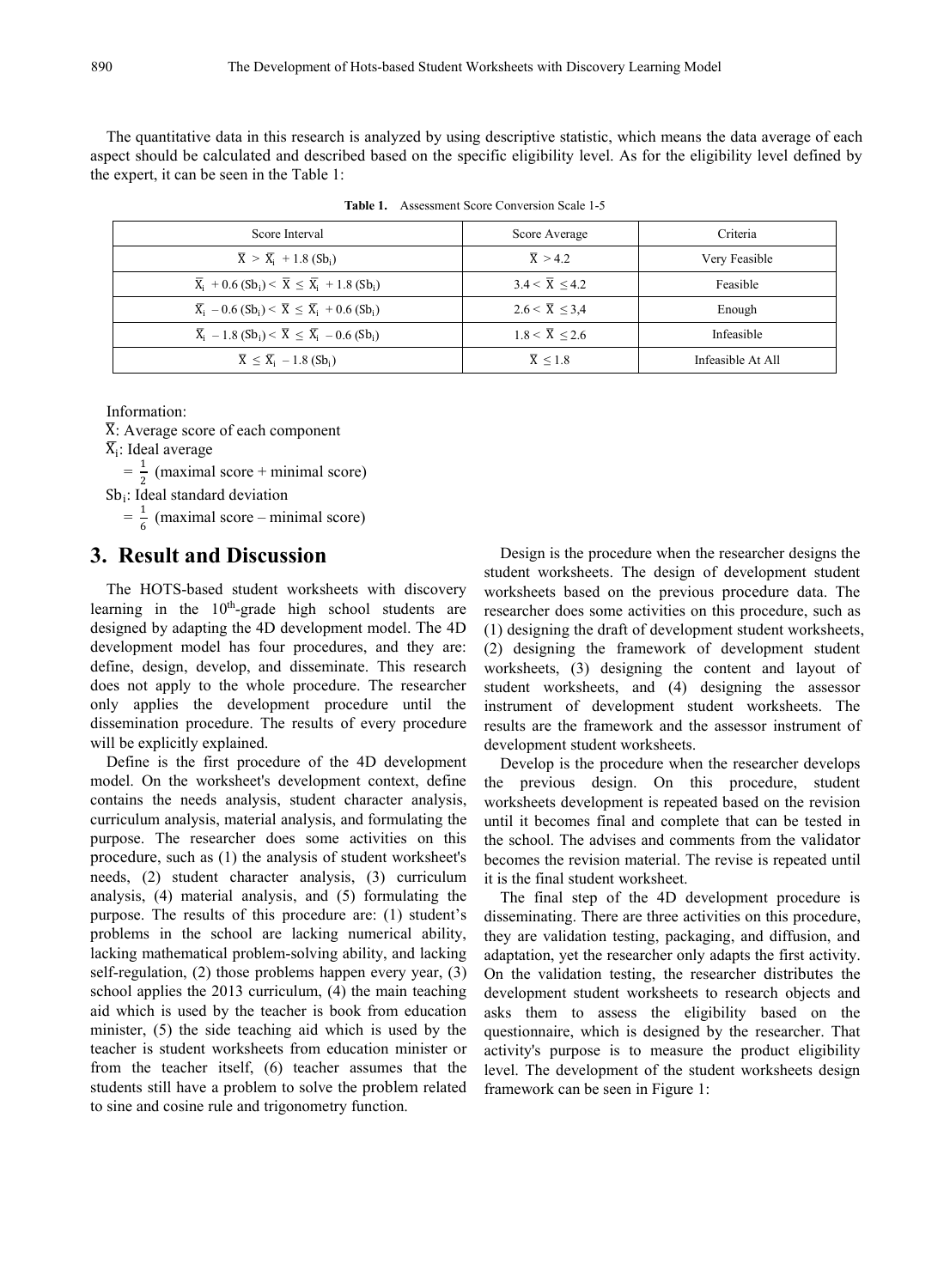The quantitative data in this research is analyzed by using descriptive statistic, which means the data average of each aspect should be calculated and described based on the specific eligibility level. As for the eligibility level defined by the expert, it can be seen in the Table 1:

**Table 1.** Assessment Score Conversion Scale 1-5

| Score Interval | Score Average | Criteria |
|---|---|---|
| $\bar{X} > \bar{X}_i + 1.8\ (Sb_i)$ | $\bar{X} > 4.2$ | Very Feasible |
| $\bar{X}_i + 0.6\ (Sb_i) < \bar{X} \leq \bar{X}_i + 1.8\ (Sb_i)$ | $3.4 < \bar{X} \leq 4.2$ | Feasible |
| $\bar{X}_i - 0.6\ (Sb_i) < \bar{X} \leq \bar{X}_i + 0.6\ (Sb_i)$ | $2.6 < \bar{X} \leq 3{,}4$ | Enough |
| $\bar{X}_i - 1.8\ (Sb_i) < \bar{X} \leq \bar{X}_i - 0.6\ (Sb_i)$ | $1.8 < \bar{X} \leq 2.6$ | Infeasible |
| $\bar{X} \leq \bar{X}_i - 1.8\ (Sb_i)$ | $\bar{X} \leq 1.8$ | Infeasible At All |

Information:

$\bar{X}$: Average score of each component

$\bar{X}_i$: Ideal average

$= \frac{1}{2}$ (maximal score + minimal score)

$Sb_i$: Ideal standard deviation

$= \frac{1}{6}$ (maximal score – minimal score)

## 3. Result and Discussion

The HOTS-based student worksheets with discovery learning in the 10th-grade high school students are designed by adapting the 4D development model. The 4D development model has four procedures, and they are: define, design, develop, and disseminate. This research does not apply to the whole procedure. The researcher only applies the development procedure until the dissemination procedure. The results of every procedure will be explicitly explained.

Define is the first procedure of the 4D development model. On the worksheet's development context, define contains the needs analysis, student character analysis, curriculum analysis, material analysis, and formulating the purpose. The researcher does some activities on this procedure, such as (1) the analysis of student worksheet's needs, (2) student character analysis, (3) curriculum analysis, (4) material analysis, and (5) formulating the purpose. The results of this procedure are: (1) student's problems in the school are lacking numerical ability, lacking mathematical problem-solving ability, and lacking self-regulation, (2) those problems happen every year, (3) school applies the 2013 curriculum, (4) the main teaching aid which is used by the teacher is book from education minister, (5) the side teaching aid which is used by the teacher is student worksheets from education minister or from the teacher itself, (6) teacher assumes that the students still have a problem to solve the problem related to sine and cosine rule and trigonometry function.

Design is the procedure when the researcher designs the student worksheets. The design of development student worksheets based on the previous procedure data. The researcher does some activities on this procedure, such as (1) designing the draft of development student worksheets, (2) designing the framework of development student worksheets, (3) designing the content and layout of student worksheets, and (4) designing the assessor instrument of development student worksheets. The results are the framework and the assessor instrument of development student worksheets.

Develop is the procedure when the researcher develops the previous design. On this procedure, student worksheets development is repeated based on the revision until it becomes final and complete that can be tested in the school. The advises and comments from the validator becomes the revision material. The revise is repeated until it is the final student worksheet.

The final step of the 4D development procedure is disseminating. There are three activities on this procedure, they are validation testing, packaging, and diffusion, and adaptation, yet the researcher only adapts the first activity. On the validation testing, the researcher distributes the development student worksheets to research objects and asks them to assess the eligibility based on the questionnaire, which is designed by the researcher. That activity's purpose is to measure the product eligibility level. The development of the student worksheets design framework can be seen in Figure 1: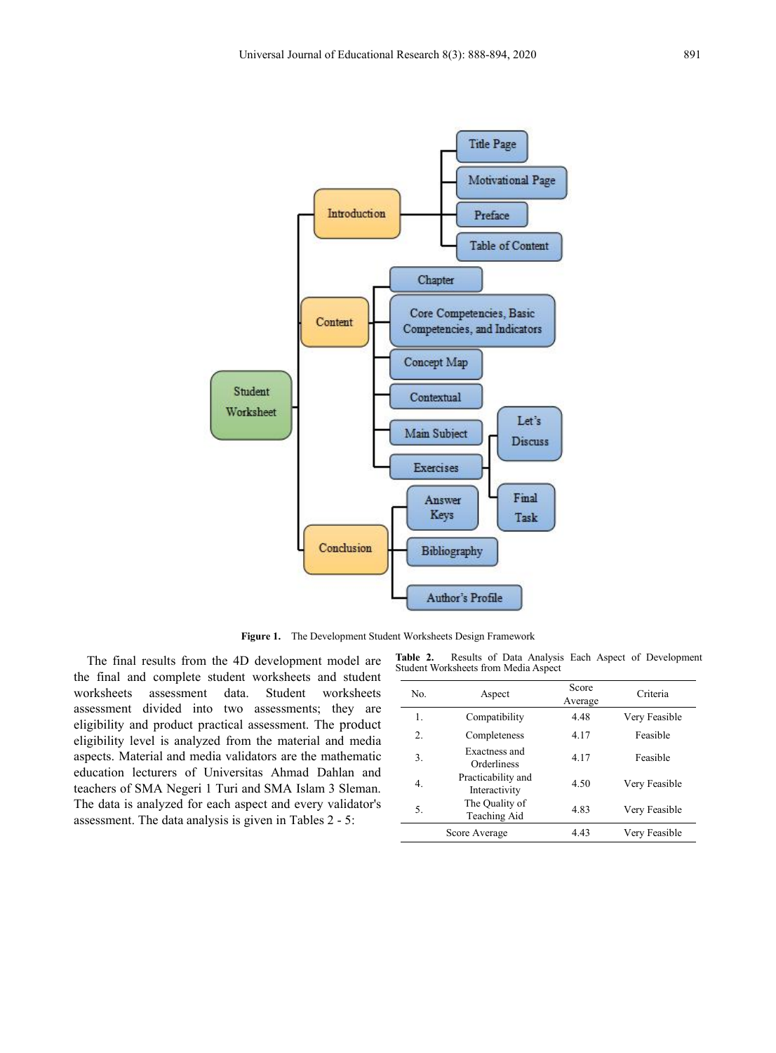**Figure 1.** The Development Student Worksheets Design Framework

The final results from the 4D development model are the final and complete student worksheets and student worksheets assessment data. Student worksheets assessment divided into two assessments; they are eligibility and product practical assessment. The product eligibility level is analyzed from the material and media aspects. Material and media validators are the mathematic education lecturers of Universitas Ahmad Dahlan and teachers of SMA Negeri 1 Turi and SMA Islam 3 Sleman. The data is analyzed for each aspect and every validator's assessment. The data analysis is given in Tables 2 - 5:

**Table 2.** Results of Data Analysis Each Aspect of Development Student Worksheets from Media Aspect

| No. | Aspect | Score Average | Criteria |
|---|---|---|---|
| 1. | Compatibility | 4.48 | Very Feasible |
| 2. | Completeness | 4.17 | Feasible |
| 3. | Exactness and Orderliness | 4.17 | Feasible |
| 4. | Practicability and Interactivity | 4.50 | Very Feasible |
| 5. | The Quality of Teaching Aid | 4.83 | Very Feasible |
| | Score Average | 4.43 | Very Feasible |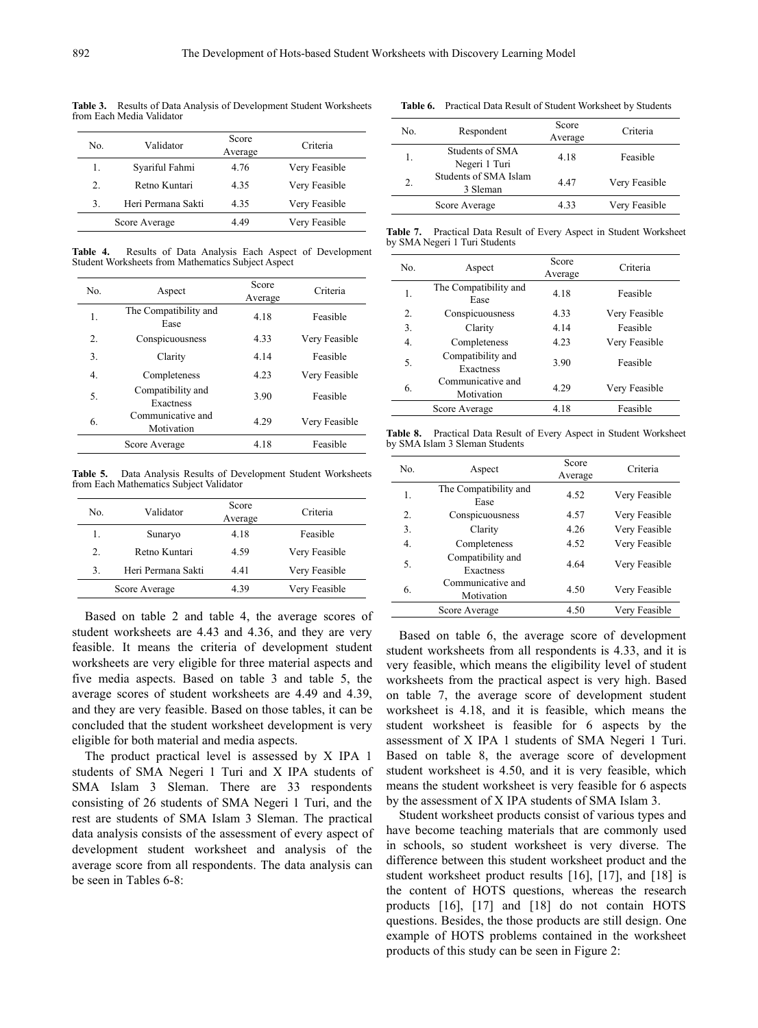**Table 3.** Results of Data Analysis of Development Student Worksheets from Each Media Validator

| No. | Validator | Score Average | Criteria |
|---|---|---|---|
| 1. | Syariful Fahmi | 4.76 | Very Feasible |
| 2. | Retno Kuntari | 4.35 | Very Feasible |
| 3. | Heri Permana Sakti | 4.35 | Very Feasible |
| | Score Average | 4.49 | Very Feasible |

**Table 4.** Results of Data Analysis Each Aspect of Development Student Worksheets from Mathematics Subject Aspect

| No. | Aspect | Score Average | Criteria |
|---|---|---|---|
| 1. | The Compatibility and Ease | 4.18 | Feasible |
| 2. | Conspicuousness | 4.33 | Very Feasible |
| 3. | Clarity | 4.14 | Feasible |
| 4. | Completeness | 4.23 | Very Feasible |
| 5. | Compatibility and Exactness | 3.90 | Feasible |
| 6. | Communicative and Motivation | 4.29 | Very Feasible |
| | Score Average | 4.18 | Feasible |

**Table 5.** Data Analysis Results of Development Student Worksheets from Each Mathematics Subject Validator

| No. | Validator | Score Average | Criteria |
|---|---|---|---|
| 1. | Sunaryo | 4.18 | Feasible |
| 2. | Retno Kuntari | 4.59 | Very Feasible |
| 3. | Heri Permana Sakti | 4.41 | Very Feasible |
| | Score Average | 4.39 | Very Feasible |

Based on table 2 and table 4, the average scores of student worksheets are 4.43 and 4.36, and they are very feasible. It means the criteria of development student worksheets are very eligible for three material aspects and five media aspects. Based on table 3 and table 5, the average scores of student worksheets are 4.49 and 4.39, and they are very feasible. Based on those tables, it can be concluded that the student worksheet development is very eligible for both material and media aspects.

The product practical level is assessed by X IPA 1 students of SMA Negeri 1 Turi and X IPA students of SMA Islam 3 Sleman. There are 33 respondents consisting of 26 students of SMA Negeri 1 Turi, and the rest are students of SMA Islam 3 Sleman. The practical data analysis consists of the assessment of every aspect of development student worksheet and analysis of the average score from all respondents. The data analysis can be seen in Tables 6-8:

**Table 6.** Practical Data Result of Student Worksheet by Students

| No. | Respondent | Score Average | Criteria |
|---|---|---|---|
| 1. | Students of SMA Negeri 1 Turi | 4.18 | Feasible |
| 2. | Students of SMA Islam 3 Sleman | 4.47 | Very Feasible |
| | Score Average | 4.33 | Very Feasible |

**Table 7.** Practical Data Result of Every Aspect in Student Worksheet by SMA Negeri 1 Turi Students

| No. | Aspect | Score Average | Criteria |
|---|---|---|---|
| 1. | The Compatibility and Ease | 4.18 | Feasible |
| 2. | Conspicuousness | 4.33 | Very Feasible |
| 3. | Clarity | 4.14 | Feasible |
| 4. | Completeness | 4.23 | Very Feasible |
| 5. | Compatibility and Exactness | 3.90 | Feasible |
| 6. | Communicative and Motivation | 4.29 | Very Feasible |
| | Score Average | 4.18 | Feasible |

**Table 8.** Practical Data Result of Every Aspect in Student Worksheet by SMA Islam 3 Sleman Students

| No. | Aspect | Score Average | Criteria |
|---|---|---|---|
| 1. | The Compatibility and Ease | 4.52 | Very Feasible |
| 2. | Conspicuousness | 4.57 | Very Feasible |
| 3. | Clarity | 4.26 | Very Feasible |
| 4. | Completeness | 4.52 | Very Feasible |
| 5. | Compatibility and Exactness | 4.64 | Very Feasible |
| 6. | Communicative and Motivation | 4.50 | Very Feasible |
| | Score Average | 4.50 | Very Feasible |

Based on table 6, the average score of development student worksheets from all respondents is 4.33, and it is very feasible, which means the eligibility level of student worksheets from the practical aspect is very high. Based on table 7, the average score of development student worksheet is 4.18, and it is feasible, which means the student worksheet is feasible for 6 aspects by the assessment of X IPA 1 students of SMA Negeri 1 Turi. Based on table 8, the average score of development student worksheet is 4.50, and it is very feasible, which means the student worksheet is very feasible for 6 aspects by the assessment of X IPA students of SMA Islam 3.

Student worksheet products consist of various types and have become teaching materials that are commonly used in schools, so student worksheet is very diverse. The difference between this student worksheet product and the student worksheet product results [16], [17], and [18] is the content of HOTS questions, whereas the research products [16], [17] and [18] do not contain HOTS questions. Besides, the those products are still design. One example of HOTS problems contained in the worksheet products of this study can be seen in Figure 2: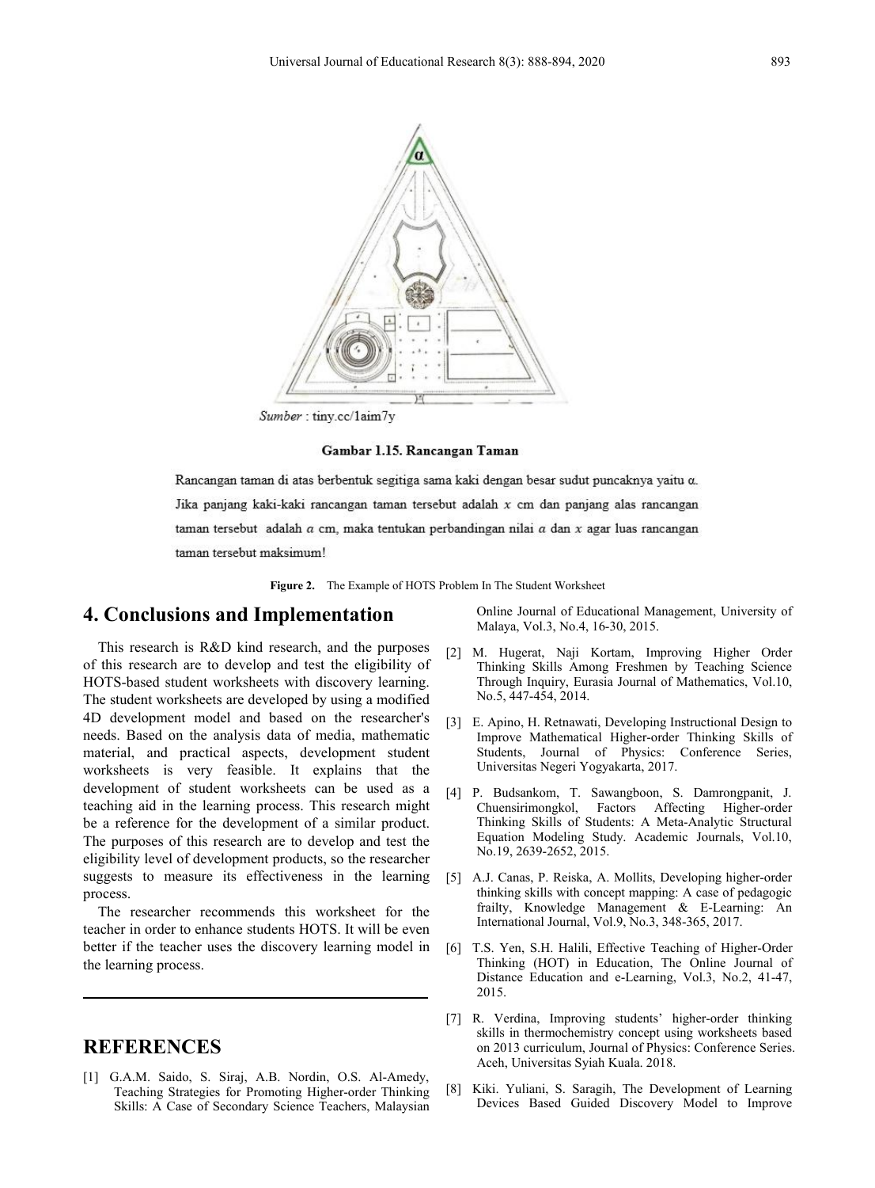Sumber : tiny.cc/1aim7y

**Gambar 1.15. Rancangan Taman**

Rancangan taman di atas berbentuk segitiga sama kaki dengan besar sudut puncaknya yaitu $\alpha$. Jika panjang kaki-kaki rancangan taman tersebut adalah $x$ cm dan panjang alas rancangan taman tersebut adalah $a$ cm, maka tentukan perbandingan nilai $a$ dan $x$ agar luas rancangan taman tersebut maksimum!

**Figure 2.** The Example of HOTS Problem In The Student Worksheet

## 4. Conclusions and Implementation

This research is R&D kind research, and the purposes of this research are to develop and test the eligibility of HOTS-based student worksheets with discovery learning. The student worksheets are developed by using a modified 4D development model and based on the researcher's needs. Based on the analysis data of media, mathematic material, and practical aspects, development student worksheets is very feasible. It explains that the development of student worksheets can be used as a teaching aid in the learning process. This research might be a reference for the development of a similar product. The purposes of this research are to develop and test the eligibility level of development products, so the researcher suggests to measure its effectiveness in the learning process.

The researcher recommends this worksheet for the teacher in order to enhance students HOTS. It will be even better if the teacher uses the discovery learning model in the learning process.

## REFERENCES

[1] G.A.M. Saido, S. Siraj, A.B. Nordin, O.S. Al-Amedy, Teaching Strategies for Promoting Higher-order Thinking Skills: A Case of Secondary Science Teachers, Malaysian Online Journal of Educational Management, University of Malaya, Vol.3, No.4, 16-30, 2015.

[2] M. Hugerat, Naji Kortam, Improving Higher Order Thinking Skills Among Freshmen by Teaching Science Through Inquiry, Eurasia Journal of Mathematics, Vol.10, No.5, 447-454, 2014.

[3] E. Apino, H. Retnawati, Developing Instructional Design to Improve Mathematical Higher-order Thinking Skills of Students, Journal of Physics: Conference Series, Universitas Negeri Yogyakarta, 2017.

[4] P. Budsankom, T. Sawangboon, S. Damrongpanit, J. Chuensirimongkol, Factors Affecting Higher-order Thinking Skills of Students: A Meta-Analytic Structural Equation Modeling Study. Academic Journals, Vol.10, No.19, 2639-2652, 2015.

[5] A.J. Canas, P. Reiska, A. Mollits, Developing higher-order thinking skills with concept mapping: A case of pedagogic frailty, Knowledge Management & E-Learning: An International Journal, Vol.9, No.3, 348-365, 2017.

[6] T.S. Yen, S.H. Halili, Effective Teaching of Higher-Order Thinking (HOT) in Education, The Online Journal of Distance Education and e-Learning, Vol.3, No.2, 41-47, 2015.

[7] R. Verdina, Improving students' higher-order thinking skills in thermochemistry concept using worksheets based on 2013 curriculum, Journal of Physics: Conference Series. Aceh, Universitas Syiah Kuala. 2018.

[8] Kiki. Yuliani, S. Saragih, The Development of Learning Devices Based Guided Discovery Model to Improve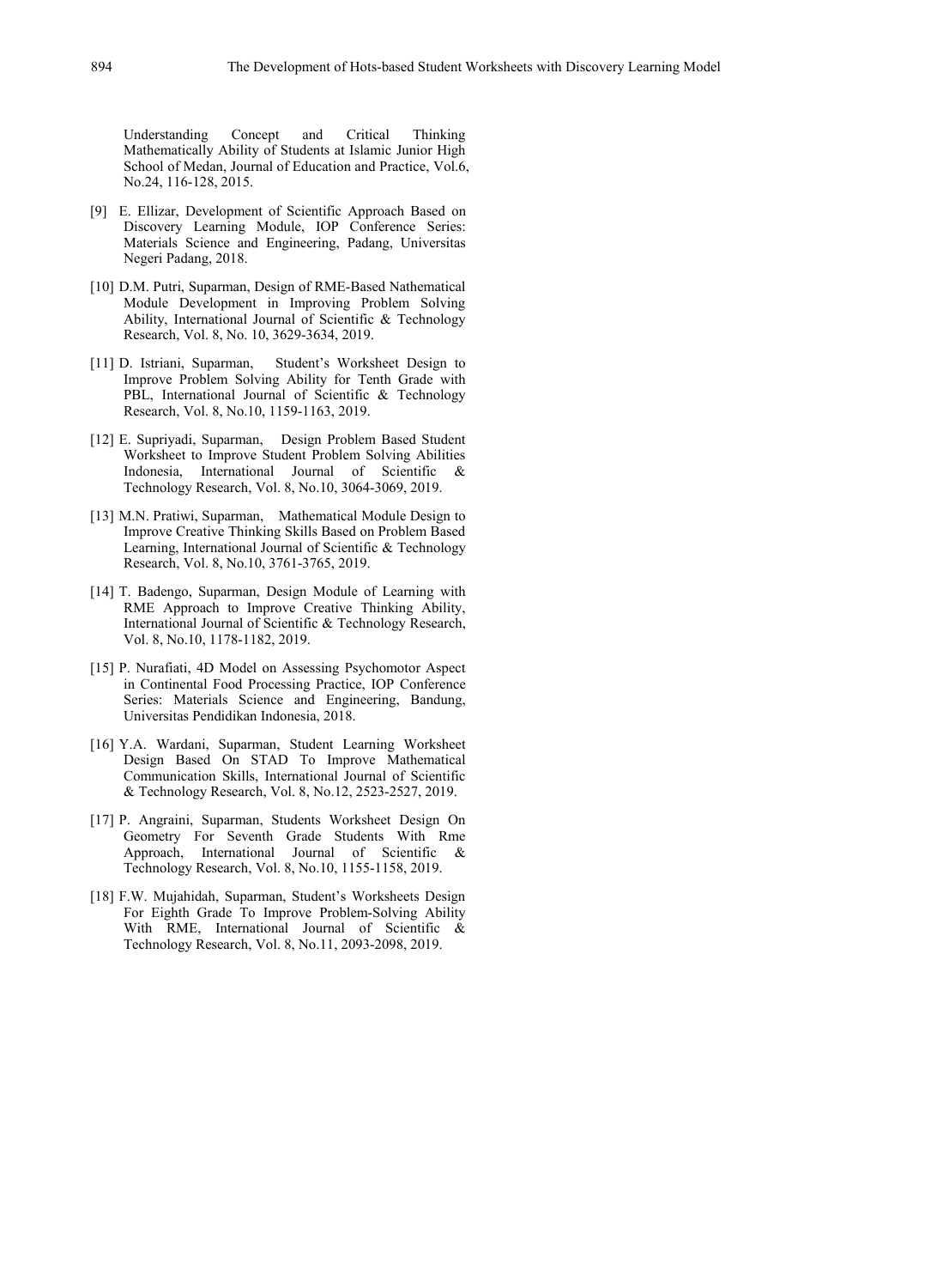Understanding Concept and Critical Thinking Mathematically Ability of Students at Islamic Junior High School of Medan, Journal of Education and Practice, Vol.6, No.24, 116-128, 2015.

[9] E. Ellizar, Development of Scientific Approach Based on Discovery Learning Module, IOP Conference Series: Materials Science and Engineering, Padang, Universitas Negeri Padang, 2018.

[10] D.M. Putri, Suparman, Design of RME-Based Nathematical Module Development in Improving Problem Solving Ability, International Journal of Scientific & Technology Research, Vol. 8, No. 10, 3629-3634, 2019.

[11] D. Istriani, Suparman, Student's Worksheet Design to Improve Problem Solving Ability for Tenth Grade with PBL, International Journal of Scientific & Technology Research, Vol. 8, No.10, 1159-1163, 2019.

[12] E. Supriyadi, Suparman, Design Problem Based Student Worksheet to Improve Student Problem Solving Abilities Indonesia, International Journal of Scientific & Technology Research, Vol. 8, No.10, 3064-3069, 2019.

[13] M.N. Pratiwi, Suparman, Mathematical Module Design to Improve Creative Thinking Skills Based on Problem Based Learning, International Journal of Scientific & Technology Research, Vol. 8, No.10, 3761-3765, 2019.

[14] T. Badengo, Suparman, Design Module of Learning with RME Approach to Improve Creative Thinking Ability, International Journal of Scientific & Technology Research, Vol. 8, No.10, 1178-1182, 2019.

[15] P. Nurafiati, 4D Model on Assessing Psychomotor Aspect in Continental Food Processing Practice, IOP Conference Series: Materials Science and Engineering, Bandung, Universitas Pendidikan Indonesia, 2018.

[16] Y.A. Wardani, Suparman, Student Learning Worksheet Design Based On STAD To Improve Mathematical Communication Skills, International Journal of Scientific & Technology Research, Vol. 8, No.12, 2523-2527, 2019.

[17] P. Angraini, Suparman, Students Worksheet Design On Geometry For Seventh Grade Students With Rme Approach, International Journal of Scientific & Technology Research, Vol. 8, No.10, 1155-1158, 2019.

[18] F.W. Mujahidah, Suparman, Student's Worksheets Design For Eighth Grade To Improve Problem-Solving Ability With RME, International Journal of Scientific & Technology Research, Vol. 8, No.11, 2093-2098, 2019.